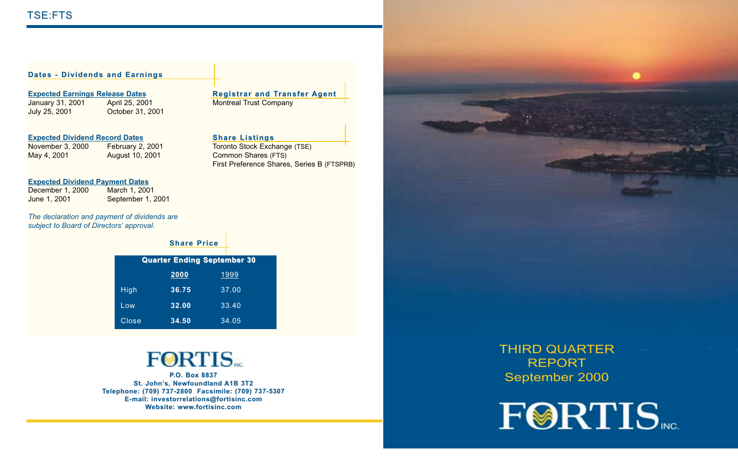TSE:FTS

## Dates - Dividends and Earnings

### Expected Earnings Release Dates

| | |
|---|---|
| January 31, 2001 | April 25, 2001 |
| July 25, 2001 | October 31, 2001 |

### Expected Dividend Record Dates

| | |
|---|---|
| November 3, 2000 | February 2, 2001 |
| May 4, 2001 | August 10, 2001 |

### Expected Dividend Payment Dates

| | |
|---|---|
| December 1, 2000 | March 1, 2001 |
| June 1, 2001 | September 1, 2001 |

*The declaration and payment of dividends are subject to Board of Directors' approval.*

## Registrar and Transfer Agent

Montreal Trust Company

## Share Listings

Toronto Stock Exchange (TSE)
Common Shares (FTS)
First Preference Shares, Series B (FTSPRB)

## Share Price

| Quarter Ending September 30 | **2000** | 1999 |
|---|---|---|
| High | **36.75** | 37.00 |
| Low | **32.00** | 33.40 |
| Close | **34.50** | 34.05 |

**FORTIS INC.**

**P.O. Box 8837**
**St. John's, Newfoundland A1B 3T2**
**Telephone: (709) 737-2800 Facsimile: (709) 737-5307**
**E-mail: investorrelations@fortisinc.com**
**Website: www.fortisinc.com**

# THIRD QUARTER REPORT
# September 2000

**FORTIS INC.**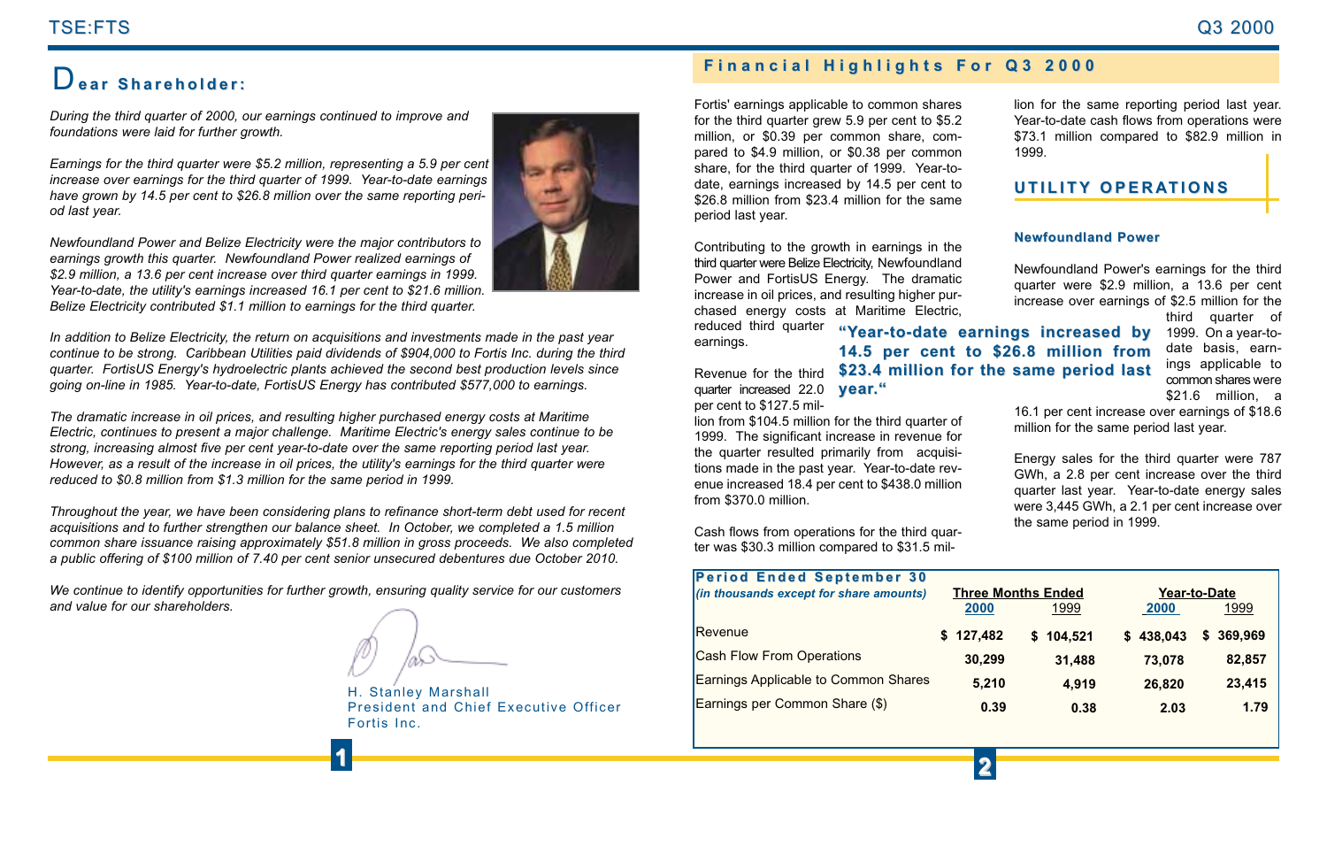# Dear Shareholder:

*During the third quarter of 2000, our earnings continued to improve and foundations were laid for further growth.*

*Earnings for the third quarter were $5.2 million, representing a 5.9 per cent increase over earnings for the third quarter of 1999. Year-to-date earnings have grown by 14.5 per cent to $26.8 million over the same reporting period last year.*

*Newfoundland Power and Belize Electricity were the major contributors to earnings growth this quarter. Newfoundland Power realized earnings of $2.9 million, a 13.6 per cent increase over third quarter earnings in 1999. Year-to-date, the utility's earnings increased 16.1 per cent to $21.6 million. Belize Electricity contributed $1.1 million to earnings for the third quarter.*

*In addition to Belize Electricity, the return on acquisitions and investments made in the past year continue to be strong. Caribbean Utilities paid dividends of $904,000 to Fortis Inc. during the third quarter. FortisUS Energy's hydroelectric plants achieved the second best production levels since going on-line in 1985. Year-to-date, FortisUS Energy has contributed $577,000 to earnings.*

*The dramatic increase in oil prices, and resulting higher purchased energy costs at Maritime Electric, continues to present a major challenge. Maritime Electric's energy sales continue to be strong, increasing almost five per cent year-to-date over the same reporting period last year. However, as a result of the increase in oil prices, the utility's earnings for the third quarter were reduced to $0.8 million from $1.3 million for the same period in 1999.*

*Throughout the year, we have been considering plans to refinance short-term debt used for recent acquisitions and to further strengthen our balance sheet. In October, we completed a 1.5 million common share issuance raising approximately $51.8 million in gross proceeds. We also completed a public offering of $100 million of 7.40 per cent senior unsecured debentures due October 2010.*

*We continue to identify opportunities for further growth, ensuring quality service for our customers and value for our shareholders.*

H. Stanley Marshall
President and Chief Executive Officer
Fortis Inc.

## Financial Highlights For Q3 2000

Fortis' earnings applicable to common shares for the third quarter grew 5.9 per cent to $5.2 million, or $0.39 per common share, compared to $4.9 million, or $0.38 per common share, for the third quarter of 1999. Year-to-date, earnings increased by 14.5 per cent to $26.8 million from $23.4 million for the same period last year.

Contributing to the growth in earnings in the third quarter were Belize Electricity, Newfoundland Power and FortisUS Energy. The dramatic increase in oil prices, and resulting higher purchased energy costs at Maritime Electric, reduced third quarter earnings.

**"Year-to-date earnings increased by 14.5 per cent to $26.8 million from $23.4 million for the same period last year."**

Revenue for the third quarter increased 22.0 per cent to $127.5 million from $104.5 million for the third quarter of 1999. The significant increase in revenue for the quarter resulted primarily from acquisitions made in the past year. Year-to-date revenue increased 18.4 per cent to $438.0 million from $370.0 million.

Cash flows from operations for the third quarter was $30.3 million compared to $31.5 million for the same reporting period last year. Year-to-date cash flows from operations were $73.1 million compared to $82.9 million in 1999.

## UTILITY OPERATIONS

### Newfoundland Power

Newfoundland Power's earnings for the third quarter were $2.9 million, a 13.6 per cent increase over earnings of $2.5 million for the third quarter of 1999. On a year-to-date basis, earnings applicable to common shares were $21.6 million, a 16.1 per cent increase over earnings of $18.6 million for the same period last year.

Energy sales for the third quarter were 787 GWh, a 2.8 per cent increase over the third quarter last year. Year-to-date energy sales were 3,445 GWh, a 2.1 per cent increase over the same period in 1999.

| **Period Ended September 30** *(in thousands except for share amounts)* | **Three Months Ended** | | **Year-to-Date** | |
|---|---|---|---|---|
| | **2000** | 1999 | **2000** | 1999 |
| Revenue | **$ 127,482** | **$ 104,521** | **$ 438,043** | **$ 369,969** |
| Cash Flow From Operations | **30,299** | **31,488** | **73,078** | **82,857** |
| Earnings Applicable to Common Shares | **5,210** | **4,919** | **26,820** | **23,415** |
| Earnings per Common Share ($) | **0.39** | **0.38** | **2.03** | **1.79** |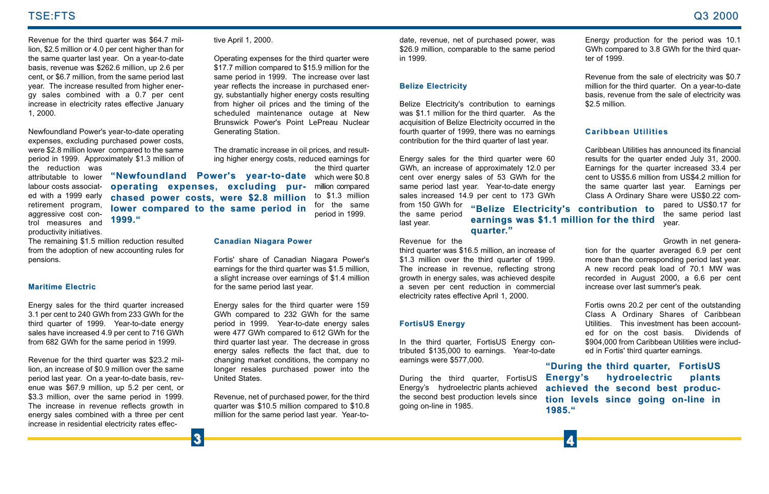Revenue for the third quarter was $64.7 million, $2.5 million or 4.0 per cent higher than for the same quarter last year. On a year-to-date basis, revenue was $262.6 million, up 2.6 per cent, or $6.7 million, from the same period last year. The increase resulted from higher energy sales combined with a 0.7 per cent increase in electricity rates effective January 1, 2000.

Newfoundland Power's year-to-date operating expenses, excluding purchased power costs, were $2.8 million lower compared to the same period in 1999. Approximately $1.3 million of the reduction was attributable to lower labour costs associated with a 1999 early retirement program, aggressive cost control measures and productivity initiatives. The remaining $1.5 million reduction resulted from the adoption of new accounting rules for pensions.

> **"Newfoundland Power's year-to-date operating expenses, excluding purchased power costs, were $2.8 million lower compared to the same period in 1999."**

## Maritime Electric

Energy sales for the third quarter increased 3.1 per cent to 240 GWh from 233 GWh for the third quarter of 1999. Year-to-date energy sales have increased 4.9 per cent to 716 GWh from 682 GWh for the same period in 1999.

Revenue for the third quarter was $23.2 million, an increase of $0.9 million over the same period last year. On a year-to-date basis, revenue was $67.9 million, up 5.2 per cent, or $3.3 million, over the same period in 1999. The increase in revenue reflects growth in energy sales combined with a three per cent increase in residential electricity rates effective April 1, 2000.

Operating expenses for the third quarter were $17.7 million compared to $15.9 million for the same period in 1999. The increase over last year reflects the increase in purchased energy, substantially higher energy costs resulting from higher oil prices and the timing of the scheduled maintenance outage at New Brunswick Power's Point LePreau Nuclear Generating Station.

The dramatic increase in oil prices, and resulting higher energy costs, reduced earnings for the third quarter which were $0.8 million compared to $1.3 million for the same period in 1999.

## Canadian Niagara Power

Fortis' share of Canadian Niagara Power's earnings for the third quarter was $1.5 million, a slight increase over earnings of $1.4 million for the same period last year.

Energy sales for the third quarter were 159 GWh compared to 232 GWh for the same period in 1999. Year-to-date energy sales were 477 GWh compared to 612 GWh for the third quarter last year. The decrease in gross energy sales reflects the fact that, due to changing market conditions, the company no longer resales purchased power into the United States.

Revenue, net of purchased power, for the third quarter was $10.5 million compared to $10.8 million for the same period last year. Year-to-date, revenue, net of purchased power, was $26.9 million, comparable to the same period in 1999.

## Belize Electricity

Belize Electricity's contribution to earnings was $1.1 million for the third quarter. As the acquisition of Belize Electricity occurred in the fourth quarter of 1999, there was no earnings contribution for the third quarter of last year.

Energy sales for the third quarter were 60 GWh, an increase of approximately 12.0 per cent over energy sales of 53 GWh for the same period last year. Year-to-date energy sales increased 14.9 per cent to 173 GWh from 150 GWh for the same period last year.

> **"Belize Electricity's contribution to earnings was $1.1 million for the third quarter."**

Revenue for the third quarter was $16.5 million, an increase of $1.3 million over the third quarter of 1999. The increase in revenue, reflecting strong growth in energy sales, was achieved despite a seven per cent reduction in commercial electricity rates effective April 1, 2000.

## FortisUS Energy

In the third quarter, FortisUS Energy contributed $135,000 to earnings. Year-to-date earnings were $577,000.

During the third quarter, FortisUS Energy's hydroelectric plants achieved the second best production levels since going on-line in 1985.

Energy production for the period was 10.1 GWh compared to 3.8 GWh for the third quarter of 1999.

Revenue from the sale of electricity was $0.7 million for the third quarter. On a year-to-date basis, revenue from the sale of electricity was $2.5 million.

> **"During the third quarter, FortisUS Energy's hydroelectric plants achieved the second best production levels since going on-line in 1985."**

## Caribbean Utilities

Caribbean Utilities has announced its financial results for the quarter ended July 31, 2000. Earnings for the quarter increased 33.4 per cent to US$5.6 million from US$4.2 million for the same quarter last year. Earnings per Class A Ordinary Share were US$0.22 compared to US$0.17 for the same period last year.

Growth in net generation for the quarter averaged 6.9 per cent more than the corresponding period last year. A new record peak load of 70.1 MW was recorded in August 2000, a 6.6 per cent increase over last summer's peak.

Fortis owns 20.2 per cent of the outstanding Class A Ordinary Shares of Caribbean Utilities. This investment has been accounted for on the cost basis. Dividends of $904,000 from Caribbean Utilities were included in Fortis' third quarter earnings.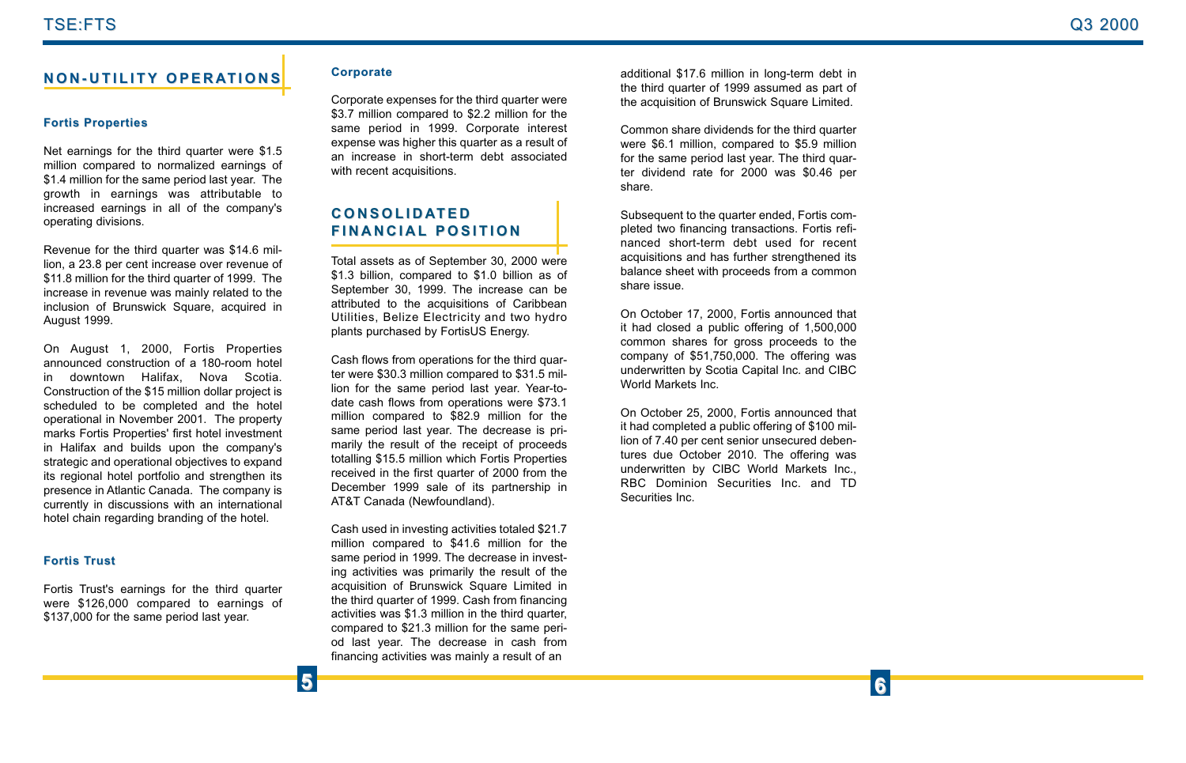## NON-UTILITY OPERATIONS

### Fortis Properties

Net earnings for the third quarter were $1.5 million compared to normalized earnings of $1.4 million for the same period last year. The growth in earnings was attributable to increased earnings in all of the company's operating divisions.

Revenue for the third quarter was $14.6 million, a 23.8 per cent increase over revenue of $11.8 million for the third quarter of 1999. The increase in revenue was mainly related to the inclusion of Brunswick Square, acquired in August 1999.

On August 1, 2000, Fortis Properties announced construction of a 180-room hotel in downtown Halifax, Nova Scotia. Construction of the $15 million dollar project is scheduled to be completed and the hotel operational in November 2001. The property marks Fortis Properties' first hotel investment in Halifax and builds upon the company's strategic and operational objectives to expand its regional hotel portfolio and strengthen its presence in Atlantic Canada. The company is currently in discussions with an international hotel chain regarding branding of the hotel.

### Fortis Trust

Fortis Trust's earnings for the third quarter were $126,000 compared to earnings of $137,000 for the same period last year.

### Corporate

Corporate expenses for the third quarter were $3.7 million compared to $2.2 million for the same period in 1999. Corporate interest expense was higher this quarter as a result of an increase in short-term debt associated with recent acquisitions.

## CONSOLIDATED FINANCIAL POSITION

Total assets as of September 30, 2000 were $1.3 billion, compared to $1.0 billion as of September 30, 1999. The increase can be attributed to the acquisitions of Caribbean Utilities, Belize Electricity and two hydro plants purchased by FortisUS Energy.

Cash flows from operations for the third quarter were $30.3 million compared to $31.5 million for the same period last year. Year-to-date cash flows from operations were $73.1 million compared to $82.9 million for the same period last year. The decrease is primarily the result of the receipt of proceeds totalling $15.5 million which Fortis Properties received in the first quarter of 2000 from the December 1999 sale of its partnership in AT&T Canada (Newfoundland).

Cash used in investing activities totaled $21.7 million compared to $41.6 million for the same period in 1999. The decrease in investing activities was primarily the result of the acquisition of Brunswick Square Limited in the third quarter of 1999. Cash from financing activities was $1.3 million in the third quarter, compared to $21.3 million for the same period last year. The decrease in cash from financing activities was mainly a result of an additional $17.6 million in long-term debt in the third quarter of 1999 assumed as part of the acquisition of Brunswick Square Limited.

Common share dividends for the third quarter were $6.1 million, compared to $5.9 million for the same period last year. The third quarter dividend rate for 2000 was $0.46 per share.

Subsequent to the quarter ended, Fortis completed two financing transactions. Fortis refinanced short-term debt used for recent acquisitions and has further strengthened its balance sheet with proceeds from a common share issue.

On October 17, 2000, Fortis announced that it had closed a public offering of 1,500,000 common shares for gross proceeds to the company of $51,750,000. The offering was underwritten by Scotia Capital Inc. and CIBC World Markets Inc.

On October 25, 2000, Fortis announced that it had completed a public offering of $100 million of 7.40 per cent senior unsecured debentures due October 2010. The offering was underwritten by CIBC World Markets Inc., RBC Dominion Securities Inc. and TD Securities Inc.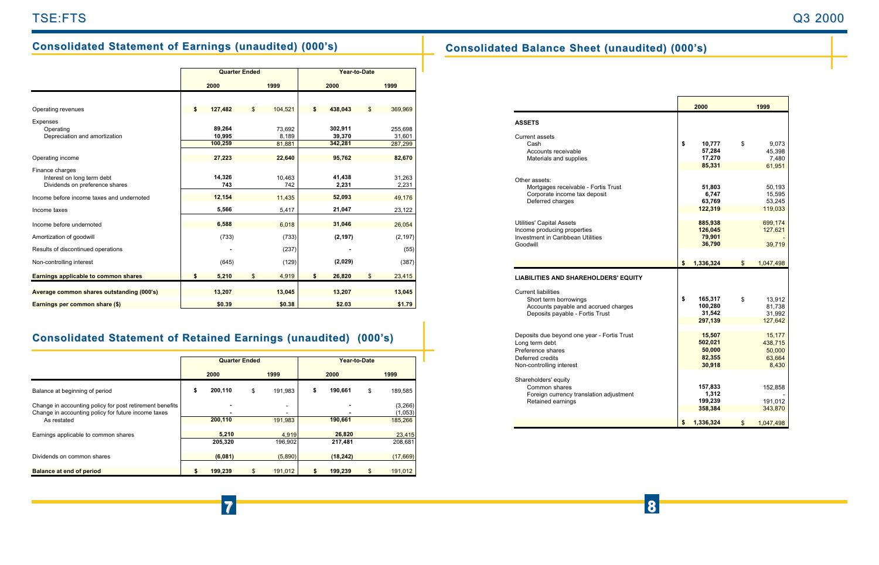## Consolidated Statement of Earnings (unaudited) (000's)

| | Quarter Ended | | Year-to-Date | |
|---|---|---|---|---|
| | 2000 | 1999 | 2000 | 1999 |
| Operating revenues | $ 127,482 | $ 104,521 | $ 438,043 | $ 369,969 |
| Expenses | | | | |
| Operating | 89,264 | 73,692 | 302,911 | 255,698 |
| Depreciation and amortization | 10,995 | 8,189 | 39,370 | 31,601 |
| | 100,259 | 81,881 | 342,281 | 287,299 |
| Operating income | 27,223 | 22,640 | 95,762 | 82,670 |
| Finance charges | | | | |
| Interest on long term debt | 14,326 | 10,463 | 41,438 | 31,263 |
| Dividends on preference shares | 743 | 742 | 2,231 | 2,231 |
| Income before income taxes and undernoted | 12,154 | 11,435 | 52,093 | 49,176 |
| Income taxes | 5,566 | 5,417 | 21,047 | 23,122 |
| Income before undernoted | 6,588 | 6,018 | 31,046 | 26,054 |
| Amortization of goodwill | (733) | (733) | (2,197) | (2,197) |
| Results of discontinued operations | - | (237) | - | (55) |
| Non-controlling interest | (645) | (129) | (2,029) | (387) |
| **Earnings applicable to common shares** | $ 5,210 | $ 4,919 | $ 26,820 | $ 23,415 |
| **Average common shares outstanding (000's)** | 13,207 | 13,045 | 13,207 | 13,045 |
| **Earnings per common share ($)** | $0.39 | $0.38 | $2.03 | $1.79 |

## Consolidated Statement of Retained Earnings (unaudited) (000's)

| | Quarter Ended | | Year-to-Date | |
|---|---|---|---|---|
| | 2000 | 1999 | 2000 | 1999 |
| Balance at beginning of period | $ 200,110 | $ 191,983 | $ 190,661 | $ 189,585 |
| Change in accounting policy for post retirement benefits | - | - | - | (3,266) |
| Change in accounting policy for future income taxes | - | - | - | (1,053) |
| As restated | 200,110 | 191,983 | 190,661 | 185,266 |
| Earnings applicable to common shares | 5,210 | 4,919 | 26,820 | 23,415 |
| | 205,320 | 196,902 | 217,481 | 208,681 |
| Dividends on common shares | (6,081) | (5,890) | (18,242) | (17,669) |
| **Balance at end of period** | $ 199,239 | $ 191,012 | $ 199,239 | $ 191,012 |

## Consolidated Balance Sheet (unaudited) (000's)

| | 2000 | 1999 |
|---|---|---|
| **ASSETS** | | |
| Current assets | | |
| Cash | $ 10,777 | $ 9,073 |
| Accounts receivable | 57,284 | 45,398 |
| Materials and supplies | 17,270 | 7,480 |
| | 85,331 | 61,951 |
| Other assets: | | |
| Mortgages receivable - Fortis Trust | 51,803 | 50,193 |
| Corporate income tax deposit | 6,747 | 15,595 |
| Deferred charges | 63,769 | 53,245 |
| | 122,319 | 119,033 |
| Utilities' Capital Assets | 885,938 | 699,174 |
| Income producing properties | 126,045 | 127,621 |
| Investment in Caribbean Utilities | 79,901 | - |
| Goodwill | 36,790 | 39,719 |
| | $ 1,336,324 | $ 1,047,498 |
| **LIABILITIES AND SHAREHOLDERS' EQUITY** | | |
| Current liabilities | | |
| Short term borrowings | $ 165,317 | $ 13,912 |
| Accounts payable and accrued charges | 100,280 | 81,738 |
| Deposits payable - Fortis Trust | 31,542 | 31,992 |
| | 297,139 | 127,642 |
| Deposits due beyond one year - Fortis Trust | 15,507 | 15,177 |
| Long term debt | 502,021 | 438,715 |
| Preference shares | 50,000 | 50,000 |
| Deferred credits | 82,355 | 63,664 |
| Non-controlling interest | 30,918 | 8,430 |
| Shareholders' equity | | |
| Common shares | 157,833 | 152,858 |
| Foreign currency translation adjustment | 1,312 | - |
| Retained earnings | 199,239 | 191,012 |
| | 358,384 | 343,870 |
| | $ 1,336,324 | $ 1,047,498 |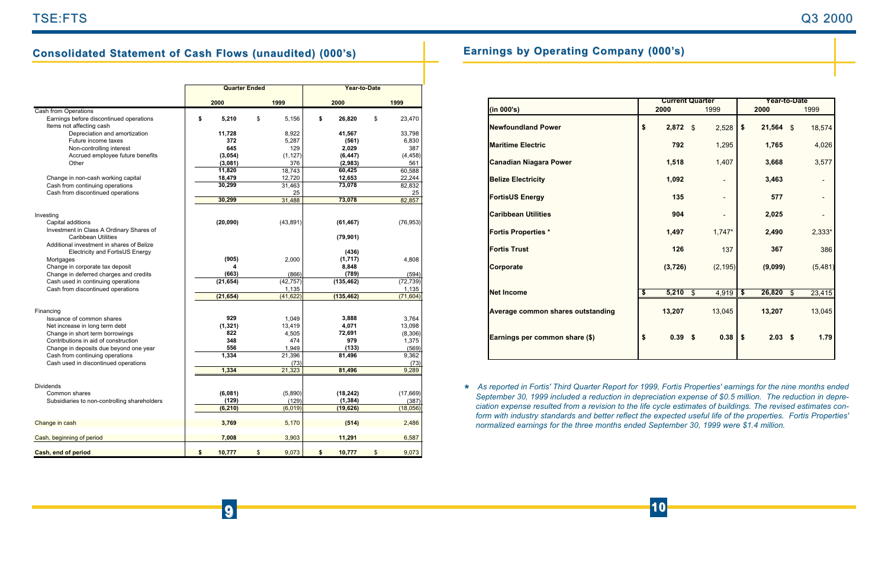## Consolidated Statement of Cash Flows (unaudited) (000's)

| | Quarter Ended | | Year-to-Date | |
|---|---|---|---|---|
| | **2000** | 1999 | **2000** | 1999 |
| Cash from Operations | | | | |
| Earnings before discontinued operations | **$ 5,210** | $ 5,156 | **$ 26,820** | $ 23,470 |
| Items not affecting cash | | | | |
| Depreciation and amortization | **11,728** | 8,922 | **41,567** | 33,798 |
| Future income taxes | **372** | 5,287 | **(561)** | 6,830 |
| Non-controlling interest | **645** | 129 | **2,029** | 387 |
| Accrued employee future benefits | **(3,054)** | (1,127) | **(6,447)** | (4,458) |
| Other | **(3,081)** | 376 | **(2,983)** | 561 |
| | **11,820** | 18,743 | **60,425** | 60,588 |
| Change in non-cash working capital | **18,479** | 12,720 | **12,653** | 22,244 |
| Cash from continuing operations | **30,299** | 31,463 | **73,078** | 82,832 |
| Cash from discontinued operations | | 25 | | 25 |
| | **30,299** | 31,488 | **73,078** | 82,857 |
| Investing | | | | |
| Capital additions | **(20,090)** | (43,891) | **(61,467)** | (76,953) |
| Investment in Class A Ordinary Shares of Caribbean Utilities | | | **(79,901)** | |
| Additional investment in shares of Belize Electricity and FortisUS Energy | | | **(436)** | |
| Mortgages | **(905)** | 2,000 | **(1,717)** | 4,808 |
| Change in corporate tax deposit | **4** | | **8,848** | |
| Change in deferred charges and credits | **(663)** | (866) | **(789)** | (594) |
| Cash used in continuing operations | **(21,654)** | (42,757) | **(135,462)** | (72,739) |
| Cash from discontinued operations | | 1,135 | | 1,135 |
| | **(21,654)** | (41,622) | **(135,462)** | (71,604) |
| Financing | | | | |
| Issuance of common shares | **929** | 1,049 | **3,888** | 3,764 |
| Net increase in long term debt | **(1,321)** | 13,419 | **4,071** | 13,098 |
| Change in short term borrowings | **822** | 4,505 | **72,691** | (8,306) |
| Contributions in aid of construction | **348** | 474 | **979** | 1,375 |
| Change in deposits due beyond one year | **556** | 1,949 | **(133)** | (569) |
| Cash from continuing operations | **1,334** | 21,396 | **81,496** | 9,362 |
| Cash used in discontinued operations | | (73) | | (73) |
| | **1,334** | 21,323 | **81,496** | 9,289 |
| Dividends | | | | |
| Common shares | **(6,081)** | (5,890) | **(18,242)** | (17,669) |
| Subsidiaries to non-controlling shareholders | **(129)** | (129) | **(1,384)** | (387) |
| | **(6,210)** | (6,019) | **(19,626)** | (18,056) |
| Change in cash | **3,769** | 5,170 | **(514)** | 2,486 |
| Cash, beginning of period | **7,008** | 3,903 | **11,291** | 6,587 |
| **Cash, end of period** | **$ 10,777** | $ 9,073 | **$ 10,777** | $ 9,073 |

## Earnings by Operating Company (000's)

| (in 000's) | Current Quarter | | Year-to-Date | |
|---|---|---|---|---|
| | **2000** | 1999 | **2000** | 1999 |
| **Newfoundland Power** | **$ 2,872** | $ 2,528 | **$ 21,564** | $ 18,574 |
| **Maritime Electric** | **792** | 1,295 | **1,765** | 4,026 |
| **Canadian Niagara Power** | **1,518** | 1,407 | **3,668** | 3,577 |
| **Belize Electricity** | **1,092** | - | **3,463** | - |
| **FortisUS Energy** | **135** | - | **577** | - |
| **Caribbean Utilities** | **904** | - | **2,025** | - |
| **Fortis Properties *** | **1,497** | 1,747* | **2,490** | 2,333* |
| **Fortis Trust** | **126** | 137 | **367** | 386 |
| **Corporate** | **(3,726)** | (2,195) | **(9,099)** | (5,481) |
| **Net Income** | **$ 5,210** | $ 4,919 | **$ 26,820** | $ 23,415 |
| **Average common shares outstanding** | **13,207** | 13,045 | **13,207** | 13,045 |
| **Earnings per common share ($)** | **$ 0.39** | **$ 0.38** | **$ 2.03** | **$ 1.79** |

\* *As reported in Fortis' Third Quarter Report for 1999, Fortis Properties' earnings for the nine months ended September 30, 1999 included a reduction in depreciation expense of $0.5 million. The reduction in depreciation expense resulted from a revision to the life cycle estimates of buildings. The revised estimates conform with industry standards and better reflect the expected useful life of the properties. Fortis Properties' normalized earnings for the three months ended September 30, 1999 were $1.4 million.*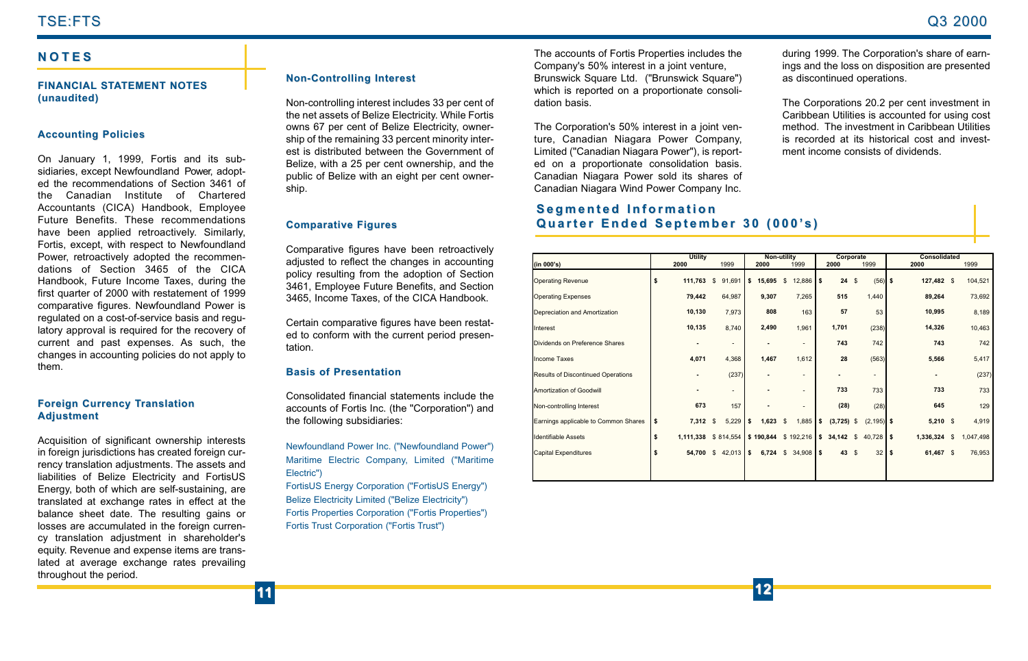## NOTES

### FINANCIAL STATEMENT NOTES (unaudited)

#### Accounting Policies

On January 1, 1999, Fortis and its subsidiaries, except Newfoundland Power, adopted the recommendations of Section 3461 of the Canadian Institute of Chartered Accountants (CICA) Handbook, Employee Future Benefits. These recommendations have been applied retroactively. Similarly, Fortis, except, with respect to Newfoundland Power, retroactively adopted the recommendations of Section 3465 of the CICA Handbook, Future Income Taxes, during the first quarter of 2000 with restatement of 1999 comparative figures. Newfoundland Power is regulated on a cost-of-service basis and regulatory approval is required for the recovery of current and past expenses. As such, the changes in accounting policies do not apply to them.

#### Foreign Currency Translation Adjustment

Acquisition of significant ownership interests in foreign jurisdictions has created foreign currency translation adjustments. The assets and liabilities of Belize Electricity and FortisUS Energy, both of which are self-sustaining, are translated at exchange rates in effect at the balance sheet date. The resulting gains or losses are accumulated in the foreign currency translation adjustment in shareholder's equity. Revenue and expense items are translated at average exchange rates prevailing throughout the period.

#### Non-Controlling Interest

Non-controlling interest includes 33 per cent of the net assets of Belize Electricity. While Fortis owns 67 per cent of Belize Electricity, ownership of the remaining 33 percent minority interest is distributed between the Government of Belize, with a 25 per cent ownership, and the public of Belize with an eight per cent ownership.

#### Comparative Figures

Comparative figures have been retroactively adjusted to reflect the changes in accounting policy resulting from the adoption of Section 3461, Employee Future Benefits, and Section 3465, Income Taxes, of the CICA Handbook.

Certain comparative figures have been restated to conform with the current period presentation.

#### Basis of Presentation

Consolidated financial statements include the accounts of Fortis Inc. (the "Corporation") and the following subsidiaries:

Newfoundland Power Inc. ("Newfoundland Power")
Maritime Electric Company, Limited ("Maritime Electric")
FortisUS Energy Corporation ("FortisUS Energy")
Belize Electricity Limited ("Belize Electricity")
Fortis Properties Corporation ("Fortis Properties")
Fortis Trust Corporation ("Fortis Trust")

The accounts of Fortis Properties includes the Company's 50% interest in a joint venture, Brunswick Square Ltd. ("Brunswick Square") which is reported on a proportionate consolidation basis.

The Corporation's 50% interest in a joint venture, Canadian Niagara Power Company, Limited ("Canadian Niagara Power"), is reported on a proportionate consolidation basis. Canadian Niagara Power sold its shares of Canadian Niagara Wind Power Company Inc. during 1999. The Corporation's share of earnings and the loss on disposition are presented as discontinued operations.

The Corporations 20.2 per cent investment in Caribbean Utilities is accounted for using cost method. The investment in Caribbean Utilities is recorded at its historical cost and investment income consists of dividends.

### Segmented Information Quarter Ended September 30 (000's)

| (in 000's) | Utility 2000 | Utility 1999 | Non-utility 2000 | Non-utility 1999 | Corporate 2000 | Corporate 1999 | Consolidated 2000 | Consolidated 1999 |
|---|---|---|---|---|---|---|---|---|
| Operating Revenue | $ 111,763 | $ 91,691 | $ 15,695 | $ 12,886 | $ 24 | $ (56) | $ 127,482 | $ 104,521 |
| Operating Expenses | 79,442 | 64,987 | 9,307 | 7,265 | 515 | 1,440 | 89,264 | 73,692 |
| Depreciation and Amortization | 10,130 | 7,973 | 808 | 163 | 57 | 53 | 10,995 | 8,189 |
| Interest | 10,135 | 8,740 | 2,490 | 1,961 | 1,701 | (238) | 14,326 | 10,463 |
| Dividends on Preference Shares | - | - | - | - | 743 | 742 | 743 | 742 |
| Income Taxes | 4,071 | 4,368 | 1,467 | 1,612 | 28 | (563) | 5,566 | 5,417 |
| Results of Discontinued Operations | - | (237) | - | - | - | - | - | (237) |
| Amortization of Goodwill | - | - | - | - | 733 | 733 | 733 | 733 |
| Non-controlling Interest | 673 | 157 | - | - | (28) | (28) | 645 | 129 |
| Earnings applicable to Common Shares | $ 7,312 | $ 5,229 | $ 1,623 | $ 1,885 | $ (3,725) | $ (2,195) | $ 5,210 | $ 4,919 |
| Identifiable Assets | $ 1,111,338 | $ 814,554 | $ 190,844 | $ 192,216 | $ 34,142 | $ 40,728 | $ 1,336,324 | $ 1,047,498 |
| Capital Expenditures | $ 54,700 | $ 42,013 | $ 6,724 | $ 34,908 | $ 43 | $ 32 | $ 61,467 | $ 76,953 |